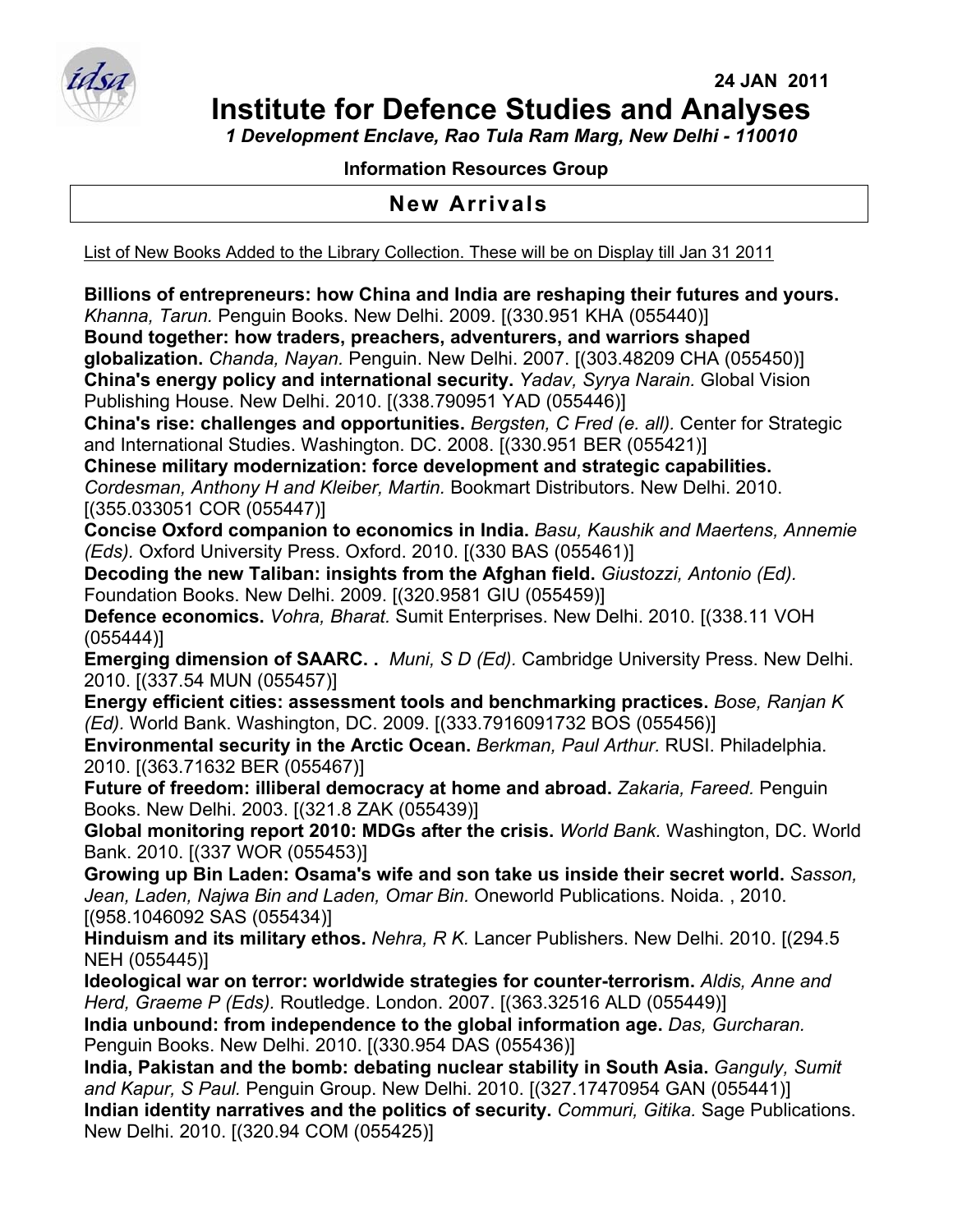24 JAN 2011

# Institute for Defence Studies and Analyses

*1 Development Enclave, Rao Tula Ram Marg, New Delhi - 110010*

**Information Resources Group**

## New Arrivals

List of New Books Added to the Library Collection. These will be on Display till Jan 31 2011

**Billions of entrepreneurs: how China and India are reshaping their futures and yours.** *Khanna, Tarun.* Penguin Books. New Delhi. 2009. [(330.951 KHA (055440)]

**Bound together: how traders, preachers, adventurers, and warriors shaped globalization.** *Chanda, Nayan.* Penguin. New Delhi. 2007. [(303.48209 CHA (055450)]

**China's energy policy and international security.** *Yadav, Syrya Narain.* Global Vision Publishing House. New Delhi. 2010. [(338.790951 YAD (055446)]

**China's rise: challenges and opportunities.** *Bergsten, C Fred (e. all).* Center for Strategic and International Studies. Washington. DC. 2008. [(330.951 BER (055421)]

**Chinese military modernization: force development and strategic capabilities.** *Cordesman, Anthony H and Kleiber, Martin.* Bookmart Distributors. New Delhi. 2010. [(355.033051 COR (055447)]

**Concise Oxford companion to economics in India.** *Basu, Kaushik and Maertens, Annemie (Eds).* Oxford University Press. Oxford. 2010. [(330 BAS (055461)]

**Decoding the new Taliban: insights from the Afghan field.** *Giustozzi, Antonio (Ed).* Foundation Books. New Delhi. 2009. [(320.9581 GIU (055459)]

**Defence economics.** *Vohra, Bharat.* Sumit Enterprises. New Delhi. 2010. [(338.11 VOH (055444)]

**Emerging dimension of SAARC. .** *Muni, S D (Ed).* Cambridge University Press. New Delhi. 2010. [(337.54 MUN (055457)]

**Energy efficient cities: assessment tools and benchmarking practices.** *Bose, Ranjan K (Ed).* World Bank. Washington, DC. 2009. [(333.7916091732 BOS (055456)]

**Environmental security in the Arctic Ocean.** *Berkman, Paul Arthur.* RUSI. Philadelphia. 2010. [(363.71632 BER (055467)]

**Future of freedom: illiberal democracy at home and abroad.** *Zakaria, Fareed.* Penguin Books. New Delhi. 2003. [(321.8 ZAK (055439)]

**Global monitoring report 2010: MDGs after the crisis.** *World Bank.* Washington, DC. World Bank. 2010. [(337 WOR (055453)]

**Growing up Bin Laden: Osama's wife and son take us inside their secret world.** *Sasson, Jean, Laden, Najwa Bin and Laden, Omar Bin.* Oneworld Publications. Noida. , 2010. [(958.1046092 SAS (055434)]

**Hinduism and its military ethos.** *Nehra, R K.* Lancer Publishers. New Delhi. 2010. [(294.5 NEH (055445)]

**Ideological war on terror: worldwide strategies for counter-terrorism.** *Aldis, Anne and Herd, Graeme P (Eds).* Routledge. London. 2007. [(363.32516 ALD (055449)]

**India unbound: from independence to the global information age.** *Das, Gurcharan.* Penguin Books. New Delhi. 2010. [(330.954 DAS (055436)]

**India, Pakistan and the bomb: debating nuclear stability in South Asia.** *Ganguly, Sumit and Kapur, S Paul.* Penguin Group. New Delhi. 2010. [(327.17470954 GAN (055441)]

**Indian identity narratives and the politics of security.** *Commuri, Gitika.* Sage Publications. New Delhi. 2010. [(320.94 COM (055425)]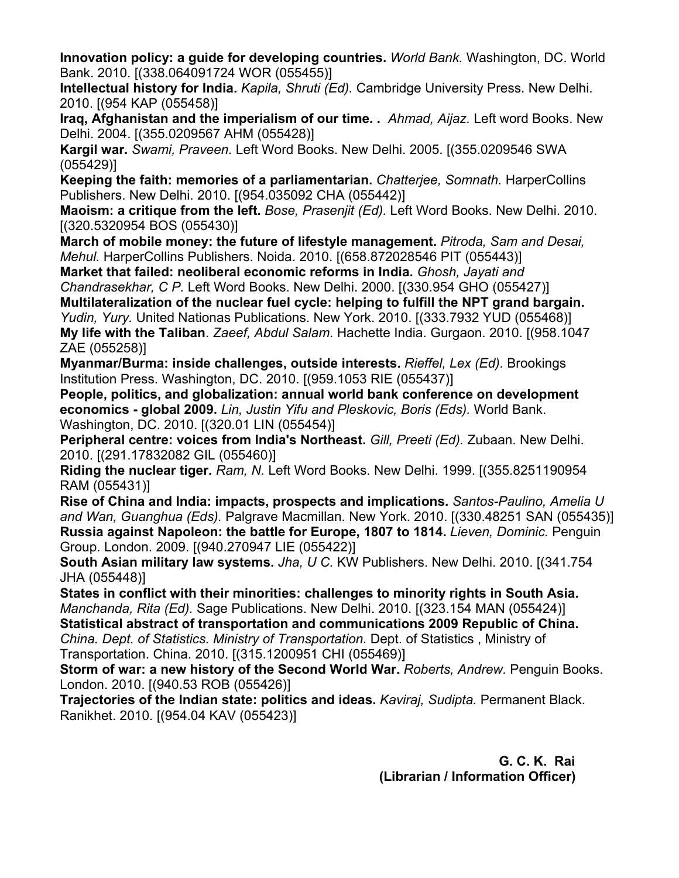**Innovation policy: a guide for developing countries.** *World Bank.* Washington, DC. World Bank. 2010. [(338.064091724 WOR (055455)]

**Intellectual history for India.** *Kapila, Shruti (Ed).* Cambridge University Press. New Delhi. 2010. [(954 KAP (055458)]

**Iraq, Afghanistan and the imperialism of our time. .** *Ahmad, Aijaz.* Left word Books. New Delhi. 2004. [(355.0209567 AHM (055428)]

**Kargil war.** *Swami, Praveen.* Left Word Books. New Delhi. 2005. [(355.0209546 SWA (055429)]

**Keeping the faith: memories of a parliamentarian.** *Chatterjee, Somnath.* HarperCollins Publishers. New Delhi. 2010. [(954.035092 CHA (055442)]

**Maoism: a critique from the left.** *Bose, Prasenjit (Ed).* Left Word Books. New Delhi. 2010. [(320.5320954 BOS (055430)]

**March of mobile money: the future of lifestyle management.** *Pitroda, Sam and Desai, Mehul.* HarperCollins Publishers. Noida. 2010. [(658.872028546 PIT (055443)]

**Market that failed: neoliberal economic reforms in India.** *Ghosh, Jayati and Chandrasekhar, C P.* Left Word Books. New Delhi. 2000. [(330.954 GHO (055427)]

**Multilateralization of the nuclear fuel cycle: helping to fulfill the NPT grand bargain.** *Yudin, Yury.* United Nationas Publications. New York. 2010. [(333.7932 YUD (055468)]

**My life with the Taliban**. *Zaeef, Abdul Salam*. Hachette India. Gurgaon. 2010. [(958.1047 ZAE (055258)]

**Myanmar/Burma: inside challenges, outside interests.** *Rieffel, Lex (Ed).* Brookings Institution Press. Washington, DC. 2010. [(959.1053 RIE (055437)]

**People, politics, and globalization: annual world bank conference on development economics - global 2009.** *Lin, Justin Yifu and Pleskovic, Boris (Eds).* World Bank. Washington, DC. 2010. [(320.01 LIN (055454)]

**Peripheral centre: voices from India's Northeast.** *Gill, Preeti (Ed).* Zubaan. New Delhi. 2010. [(291.17832082 GIL (055460)]

**Riding the nuclear tiger.** *Ram, N.* Left Word Books. New Delhi. 1999. [(355.8251190954 RAM (055431)]

**Rise of China and India: impacts, prospects and implications.** *Santos-Paulino, Amelia U and Wan, Guanghua (Eds).* Palgrave Macmillan. New York. 2010. [(330.48251 SAN (055435)]

**Russia against Napoleon: the battle for Europe, 1807 to 1814.** *Lieven, Dominic.* Penguin Group. London. 2009. [(940.270947 LIE (055422)]

**South Asian military law systems.** *Jha, U C.* KW Publishers. New Delhi. 2010. [(341.754 JHA (055448)]

**States in conflict with their minorities: challenges to minority rights in South Asia.** *Manchanda, Rita (Ed).* Sage Publications. New Delhi. 2010. [(323.154 MAN (055424)]

**Statistical abstract of transportation and communications 2009 Republic of China.** *China. Dept. of Statistics. Ministry of Transportation.* Dept. of Statistics , Ministry of Transportation. China. 2010. [(315.1200951 CHI (055469)]

**Storm of war: a new history of the Second World War.** *Roberts, Andrew.* Penguin Books. London. 2010. [(940.53 ROB (055426)]

**Trajectories of the Indian state: politics and ideas.** *Kaviraj, Sudipta.* Permanent Black. Ranikhet. 2010. [(954.04 KAV (055423)]

**G. C. K. Rai**
**(Librarian / Information Officer)**